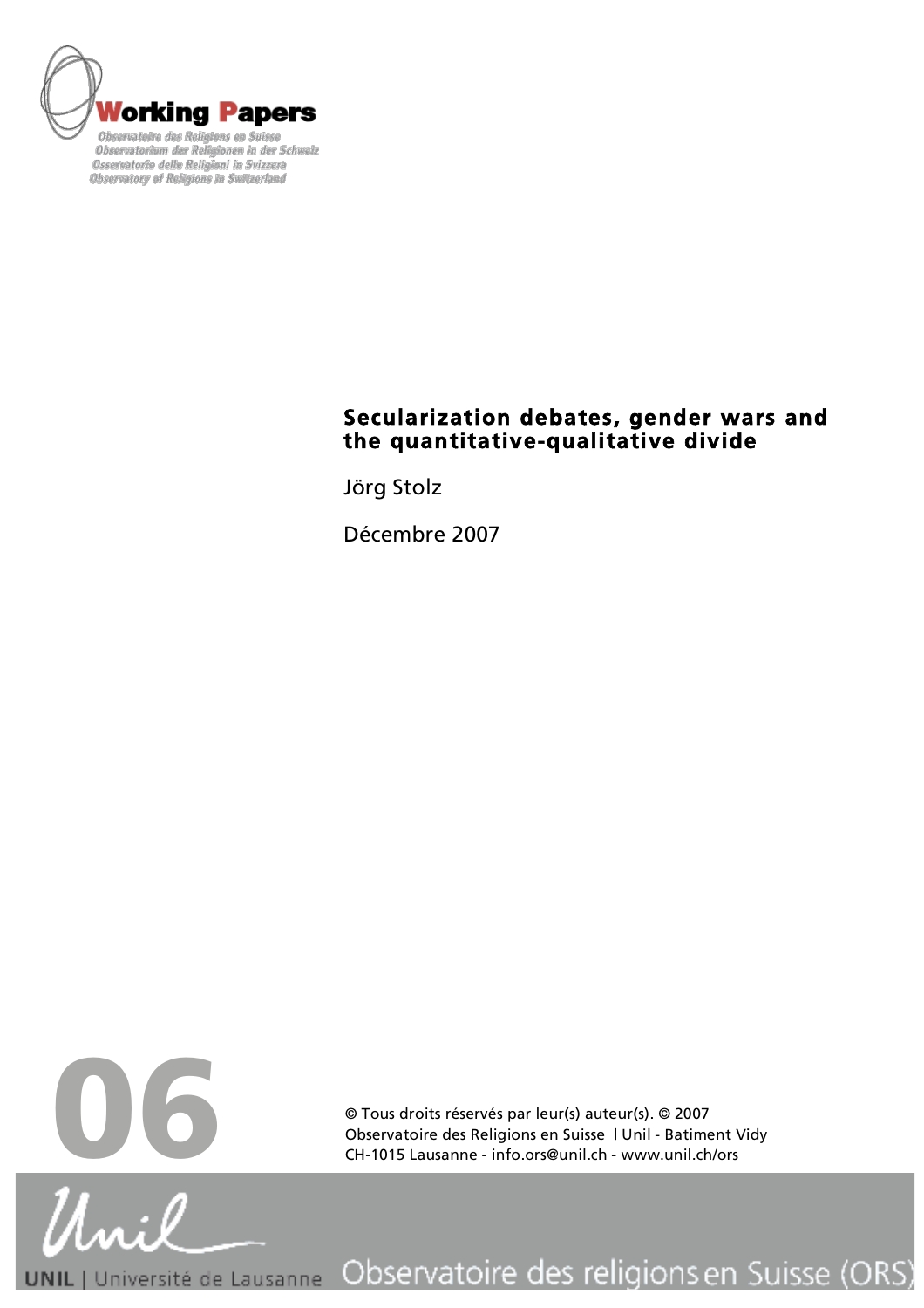**Working Papers**

Observatoire des Religions en Suisse
Observatorium der Religionen in der Schweiz
Osservatorio delle Religioni in Svizzera
Observatory of Religions in Switzerland

# Secularization debates, gender wars and the quantitative-qualitative divide

Jörg Stolz

Décembre 2007

06

© Tous droits réservés par leur(s) auteur(s). © 2007
Observatoire des Religions en Suisse l Unil - Batiment Vidy
CH-1015 Lausanne - info.ors@unil.ch - www.unil.ch/ors

UNIL | Université de Lausanne Observatoire des religions en Suisse (ORS)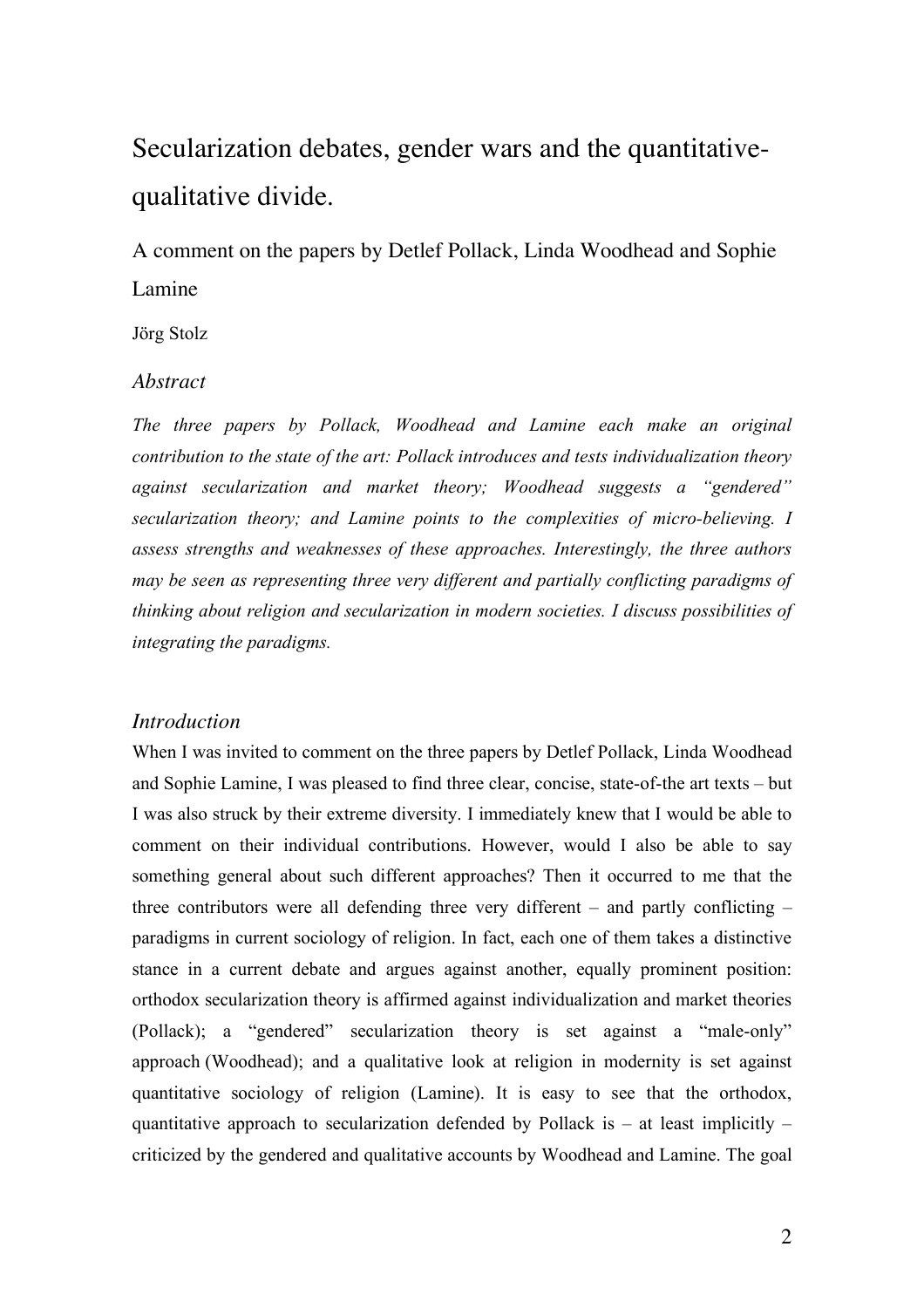# Secularization debates, gender wars and the quantitative-qualitative divide.

## A comment on the papers by Detlef Pollack, Linda Woodhead and Sophie Lamine

Jörg Stolz

### *Abstract*

*The three papers by Pollack, Woodhead and Lamine each make an original contribution to the state of the art: Pollack introduces and tests individualization theory against secularization and market theory; Woodhead suggests a "gendered" secularization theory; and Lamine points to the complexities of micro-believing. I assess strengths and weaknesses of these approaches. Interestingly, the three authors may be seen as representing three very different and partially conflicting paradigms of thinking about religion and secularization in modern societies. I discuss possibilities of integrating the paradigms.*

### *Introduction*

When I was invited to comment on the three papers by Detlef Pollack, Linda Woodhead and Sophie Lamine, I was pleased to find three clear, concise, state-of-the art texts – but I was also struck by their extreme diversity. I immediately knew that I would be able to comment on their individual contributions. However, would I also be able to say something general about such different approaches? Then it occurred to me that the three contributors were all defending three very different – and partly conflicting – paradigms in current sociology of religion. In fact, each one of them takes a distinctive stance in a current debate and argues against another, equally prominent position: orthodox secularization theory is affirmed against individualization and market theories (Pollack); a "gendered" secularization theory is set against a "male-only" approach (Woodhead); and a qualitative look at religion in modernity is set against quantitative sociology of religion (Lamine). It is easy to see that the orthodox, quantitative approach to secularization defended by Pollack is – at least implicitly – criticized by the gendered and qualitative accounts by Woodhead and Lamine. The goal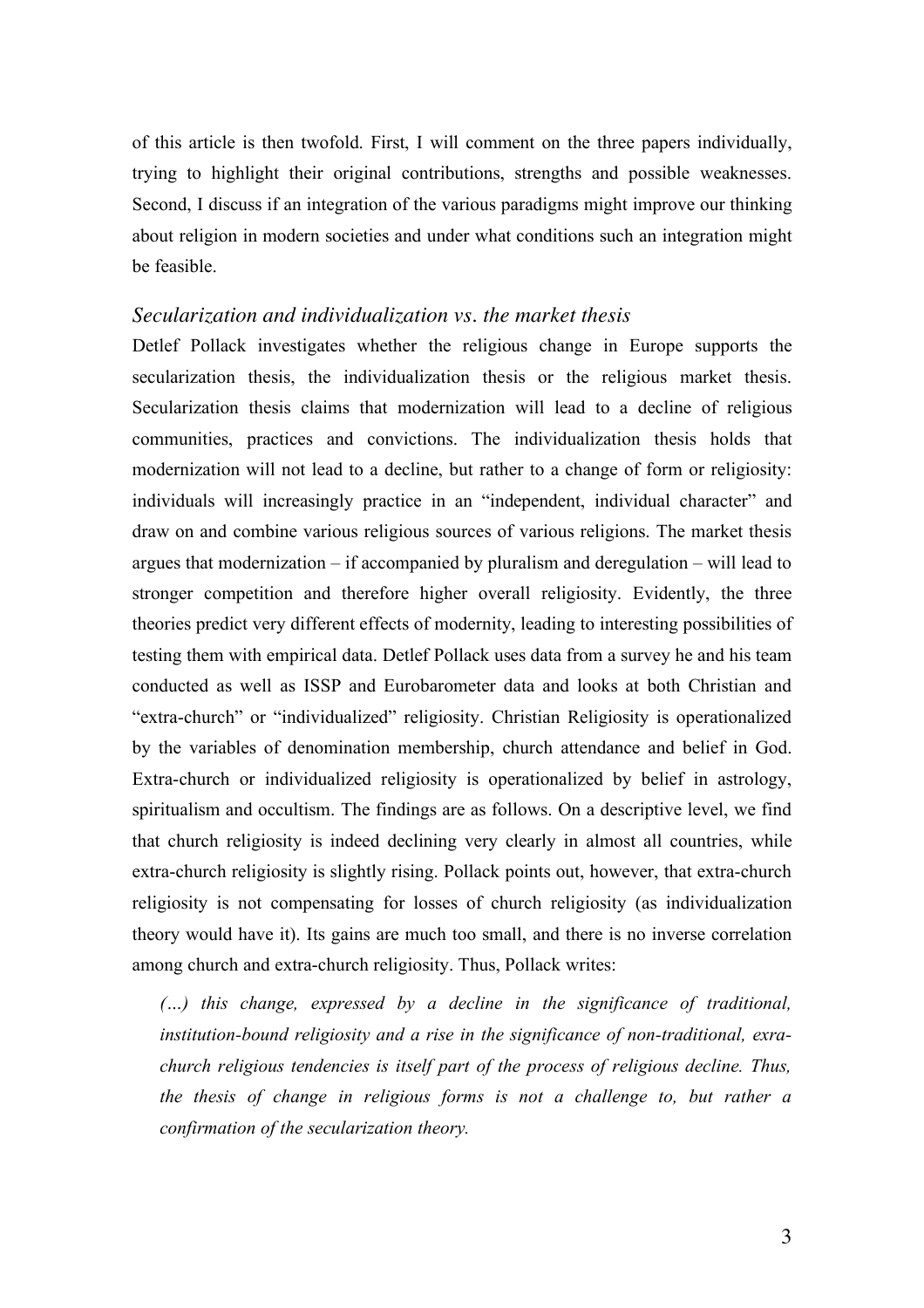of this article is then twofold. First, I will comment on the three papers individually, trying to highlight their original contributions, strengths and possible weaknesses. Second, I discuss if an integration of the various paradigms might improve our thinking about religion in modern societies and under what conditions such an integration might be feasible.

### *Secularization and individualization vs. the market thesis*

Detlef Pollack investigates whether the religious change in Europe supports the secularization thesis, the individualization thesis or the religious market thesis. Secularization thesis claims that modernization will lead to a decline of religious communities, practices and convictions. The individualization thesis holds that modernization will not lead to a decline, but rather to a change of form or religiosity: individuals will increasingly practice in an "independent, individual character" and draw on and combine various religious sources of various religions. The market thesis argues that modernization – if accompanied by pluralism and deregulation – will lead to stronger competition and therefore higher overall religiosity. Evidently, the three theories predict very different effects of modernity, leading to interesting possibilities of testing them with empirical data. Detlef Pollack uses data from a survey he and his team conducted as well as ISSP and Eurobarometer data and looks at both Christian and "extra-church" or "individualized" religiosity. Christian Religiosity is operationalized by the variables of denomination membership, church attendance and belief in God. Extra-church or individualized religiosity is operationalized by belief in astrology, spiritualism and occultism. The findings are as follows. On a descriptive level, we find that church religiosity is indeed declining very clearly in almost all countries, while extra-church religiosity is slightly rising. Pollack points out, however, that extra-church religiosity is not compensating for losses of church religiosity (as individualization theory would have it). Its gains are much too small, and there is no inverse correlation among church and extra-church religiosity. Thus, Pollack writes:

> *(…) this change, expressed by a decline in the significance of traditional, institution-bound religiosity and a rise in the significance of non-traditional, exra-church religious tendencies is itself part of the process of religious decline. Thus, the thesis of change in religious forms is not a challenge to, but rather a confirmation of the secularization theory.*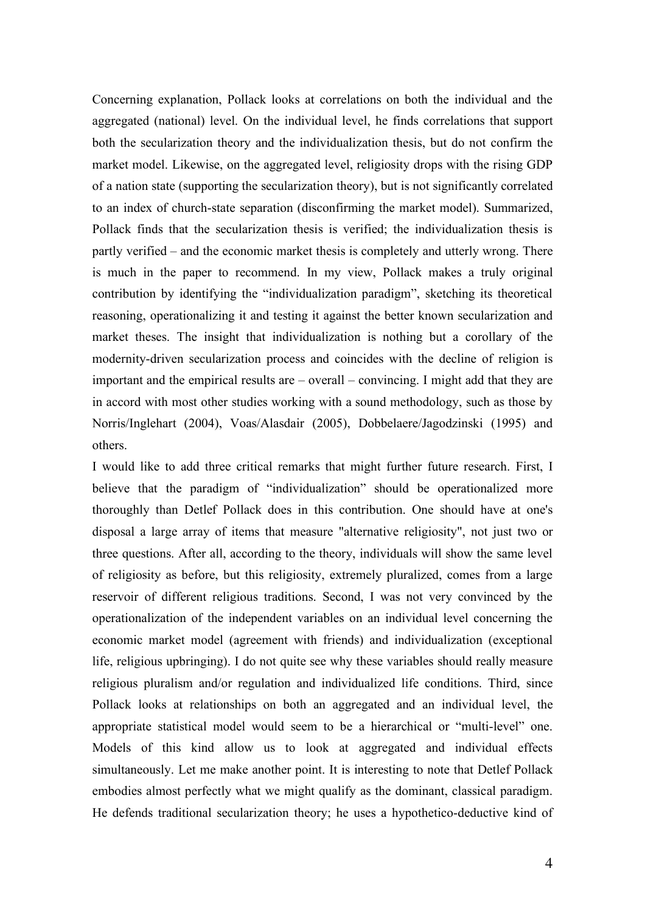Concerning explanation, Pollack looks at correlations on both the individual and the aggregated (national) level. On the individual level, he finds correlations that support both the secularization theory and the individualization thesis, but do not confirm the market model. Likewise, on the aggregated level, religiosity drops with the rising GDP of a nation state (supporting the secularization theory), but is not significantly correlated to an index of church-state separation (disconfirming the market model). Summarized, Pollack finds that the secularization thesis is verified; the individualization thesis is partly verified – and the economic market thesis is completely and utterly wrong. There is much in the paper to recommend. In my view, Pollack makes a truly original contribution by identifying the "individualization paradigm", sketching its theoretical reasoning, operationalizing it and testing it against the better known secularization and market theses. The insight that individualization is nothing but a corollary of the modernity-driven secularization process and coincides with the decline of religion is important and the empirical results are – overall – convincing. I might add that they are in accord with most other studies working with a sound methodology, such as those by Norris/Inglehart (2004), Voas/Alasdair (2005), Dobbelaere/Jagodzinski (1995) and others.

I would like to add three critical remarks that might further future research. First, I believe that the paradigm of "individualization" should be operationalized more thoroughly than Detlef Pollack does in this contribution. One should have at one's disposal a large array of items that measure "alternative religiosity", not just two or three questions. After all, according to the theory, individuals will show the same level of religiosity as before, but this religiosity, extremely pluralized, comes from a large reservoir of different religious traditions. Second, I was not very convinced by the operationalization of the independent variables on an individual level concerning the economic market model (agreement with friends) and individualization (exceptional life, religious upbringing). I do not quite see why these variables should really measure religious pluralism and/or regulation and individualized life conditions. Third, since Pollack looks at relationships on both an aggregated and an individual level, the appropriate statistical model would seem to be a hierarchical or "multi-level" one. Models of this kind allow us to look at aggregated and individual effects simultaneously. Let me make another point. It is interesting to note that Detlef Pollack embodies almost perfectly what we might qualify as the dominant, classical paradigm. He defends traditional secularization theory; he uses a hypothetico-deductive kind of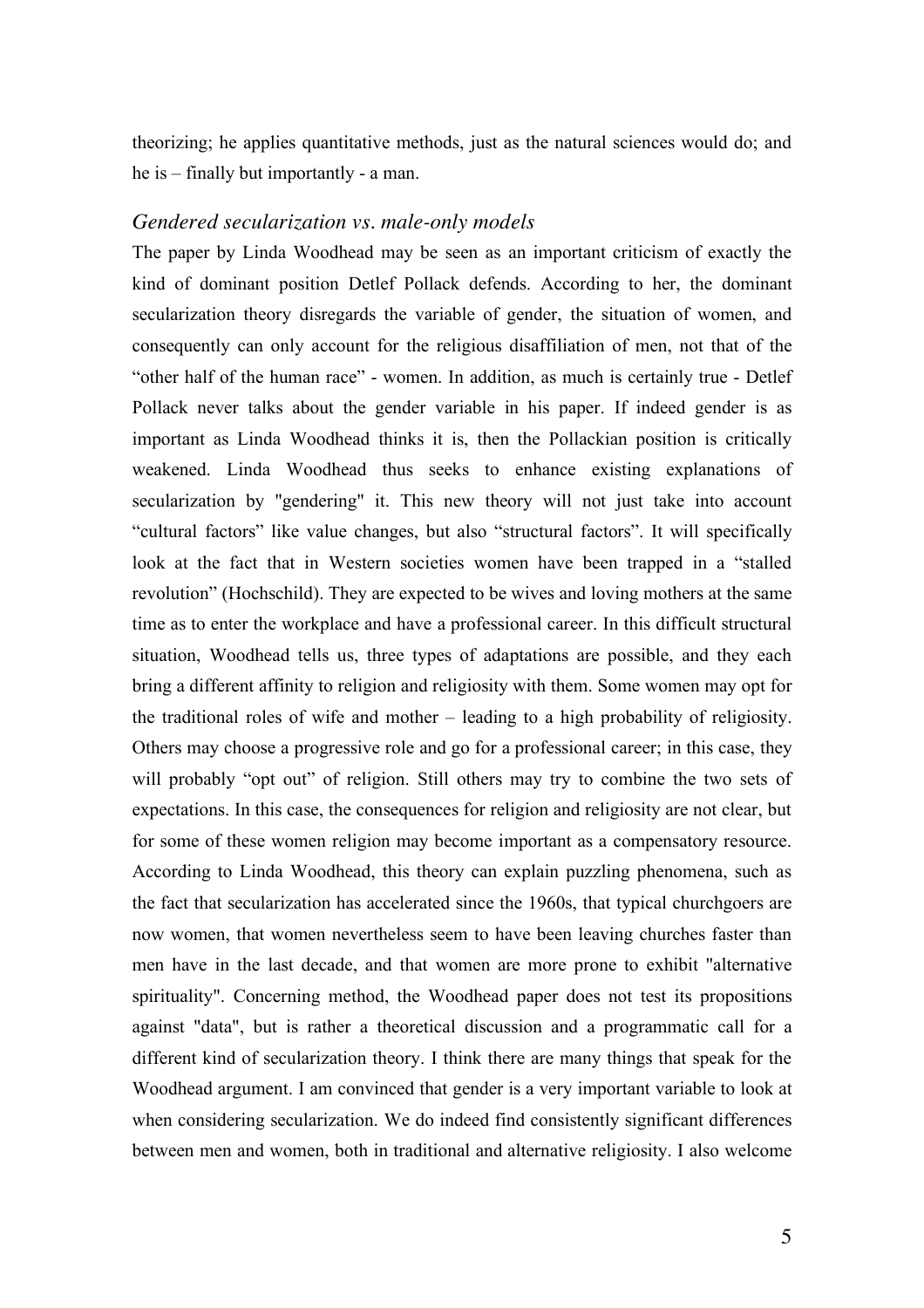theorizing; he applies quantitative methods, just as the natural sciences would do; and he is – finally but importantly - a man.

### *Gendered secularization vs. male-only models*

The paper by Linda Woodhead may be seen as an important criticism of exactly the kind of dominant position Detlef Pollack defends. According to her, the dominant secularization theory disregards the variable of gender, the situation of women, and consequently can only account for the religious disaffiliation of men, not that of the "other half of the human race" - women. In addition, as much is certainly true - Detlef Pollack never talks about the gender variable in his paper. If indeed gender is as important as Linda Woodhead thinks it is, then the Pollackian position is critically weakened. Linda Woodhead thus seeks to enhance existing explanations of secularization by "gendering" it. This new theory will not just take into account "cultural factors" like value changes, but also "structural factors". It will specifically look at the fact that in Western societies women have been trapped in a "stalled revolution" (Hochschild). They are expected to be wives and loving mothers at the same time as to enter the workplace and have a professional career. In this difficult structural situation, Woodhead tells us, three types of adaptations are possible, and they each bring a different affinity to religion and religiosity with them. Some women may opt for the traditional roles of wife and mother – leading to a high probability of religiosity. Others may choose a progressive role and go for a professional career; in this case, they will probably "opt out" of religion. Still others may try to combine the two sets of expectations. In this case, the consequences for religion and religiosity are not clear, but for some of these women religion may become important as a compensatory resource. According to Linda Woodhead, this theory can explain puzzling phenomena, such as the fact that secularization has accelerated since the 1960s, that typical churchgoers are now women, that women nevertheless seem to have been leaving churches faster than men have in the last decade, and that women are more prone to exhibit "alternative spirituality". Concerning method, the Woodhead paper does not test its propositions against "data", but is rather a theoretical discussion and a programmatic call for a different kind of secularization theory. I think there are many things that speak for the Woodhead argument. I am convinced that gender is a very important variable to look at when considering secularization. We do indeed find consistently significant differences between men and women, both in traditional and alternative religiosity. I also welcome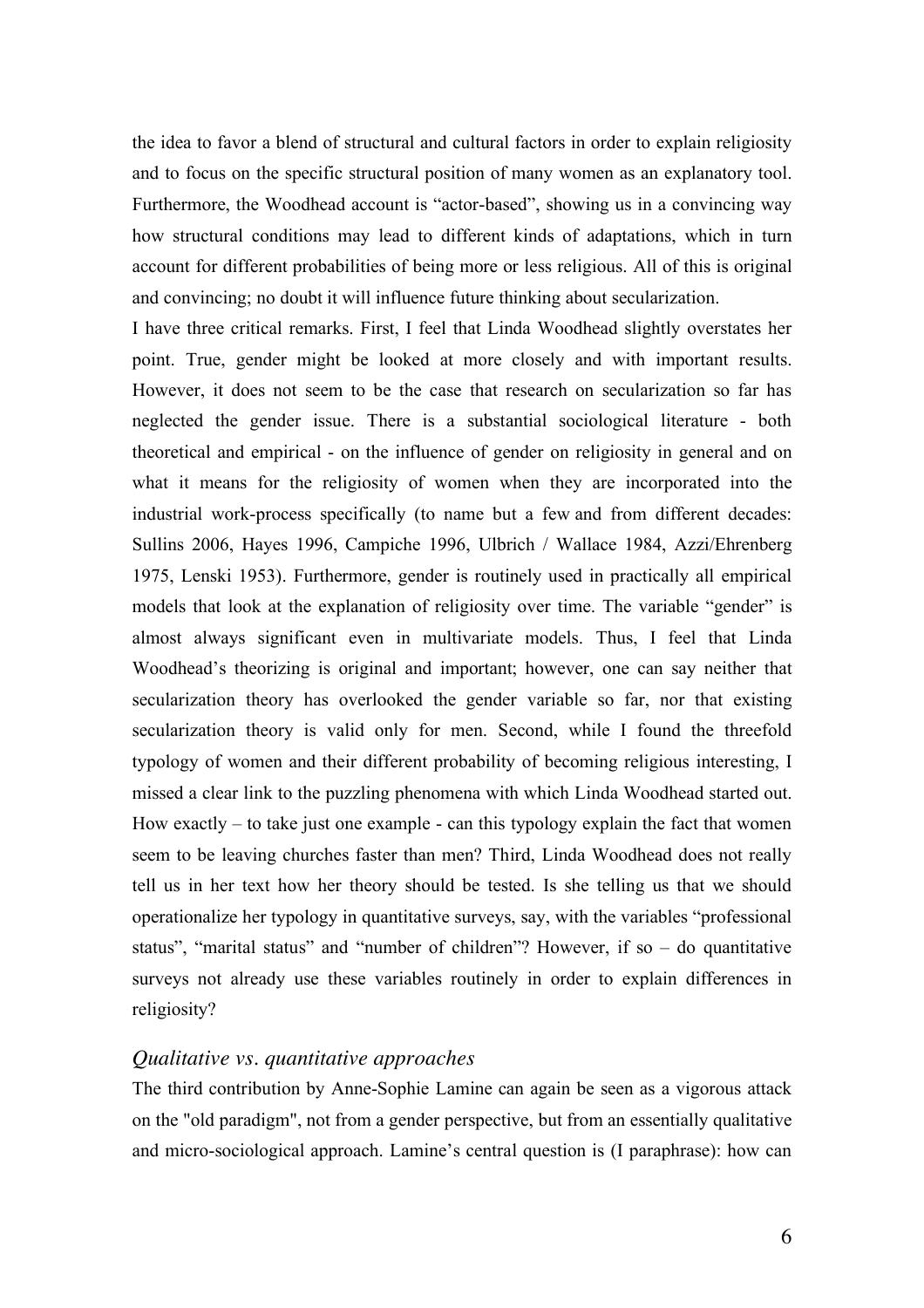the idea to favor a blend of structural and cultural factors in order to explain religiosity and to focus on the specific structural position of many women as an explanatory tool. Furthermore, the Woodhead account is "actor-based", showing us in a convincing way how structural conditions may lead to different kinds of adaptations, which in turn account for different probabilities of being more or less religious. All of this is original and convincing; no doubt it will influence future thinking about secularization.

I have three critical remarks. First, I feel that Linda Woodhead slightly overstates her point. True, gender might be looked at more closely and with important results. However, it does not seem to be the case that research on secularization so far has neglected the gender issue. There is a substantial sociological literature - both theoretical and empirical - on the influence of gender on religiosity in general and on what it means for the religiosity of women when they are incorporated into the industrial work-process specifically (to name but a few and from different decades: Sullins 2006, Hayes 1996, Campiche 1996, Ulbrich / Wallace 1984, Azzi/Ehrenberg 1975, Lenski 1953). Furthermore, gender is routinely used in practically all empirical models that look at the explanation of religiosity over time. The variable "gender" is almost always significant even in multivariate models. Thus, I feel that Linda Woodhead's theorizing is original and important; however, one can say neither that secularization theory has overlooked the gender variable so far, nor that existing secularization theory is valid only for men. Second, while I found the threefold typology of women and their different probability of becoming religious interesting, I missed a clear link to the puzzling phenomena with which Linda Woodhead started out. How exactly – to take just one example - can this typology explain the fact that women seem to be leaving churches faster than men? Third, Linda Woodhead does not really tell us in her text how her theory should be tested. Is she telling us that we should operationalize her typology in quantitative surveys, say, with the variables "professional status", "marital status" and "number of children"? However, if so – do quantitative surveys not already use these variables routinely in order to explain differences in religiosity?

### *Qualitative vs. quantitative approaches*

The third contribution by Anne-Sophie Lamine can again be seen as a vigorous attack on the "old paradigm", not from a gender perspective, but from an essentially qualitative and micro-sociological approach. Lamine's central question is (I paraphrase): how can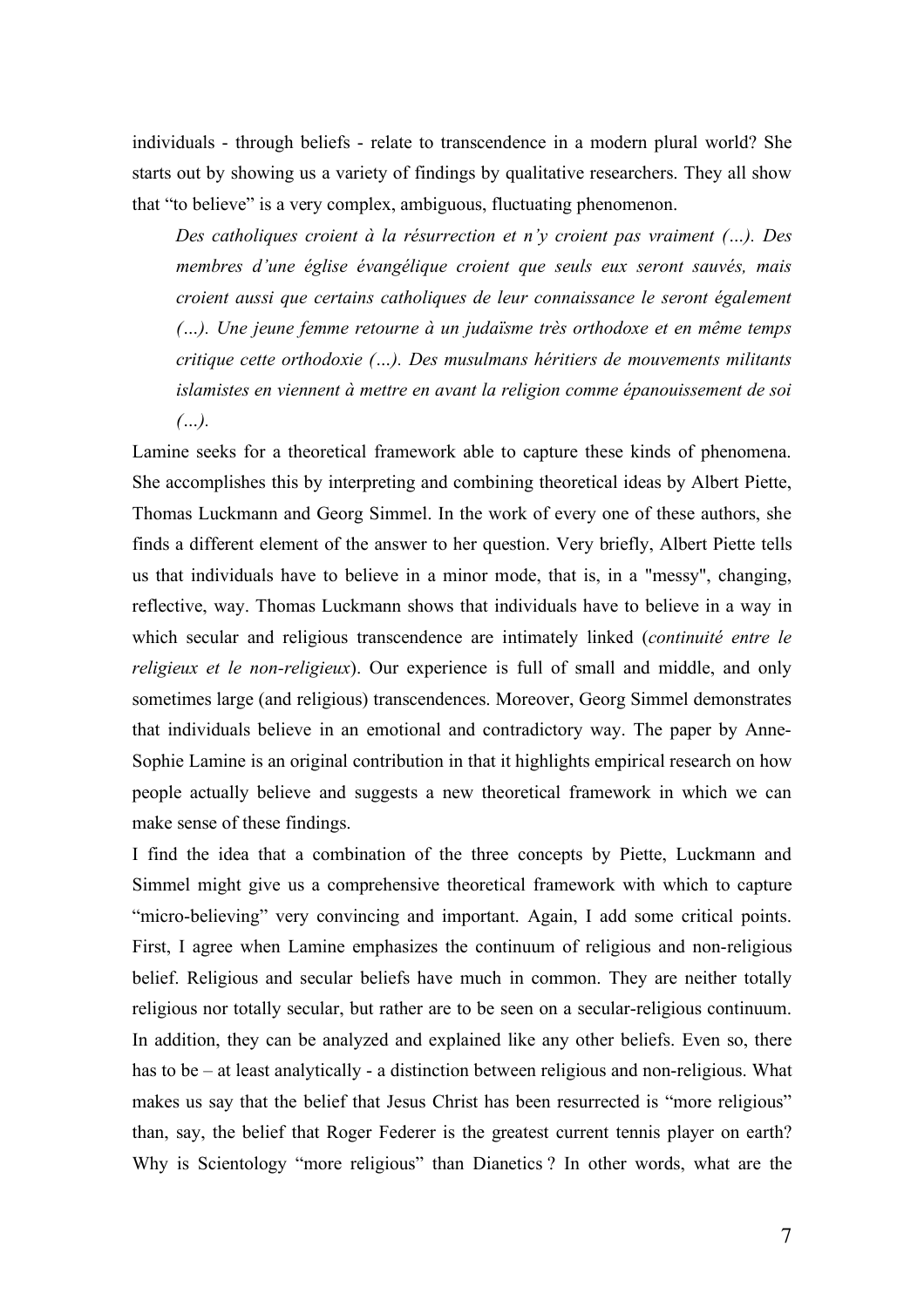individuals - through beliefs - relate to transcendence in a modern plural world? She starts out by showing us a variety of findings by qualitative researchers. They all show that "to believe" is a very complex, ambiguous, fluctuating phenomenon.

> *Des catholiques croient à la résurrection et n'y croient pas vraiment (…). Des membres d'une église évangélique croient que seuls eux seront sauvés, mais croient aussi que certains catholiques de leur connaissance le seront également (…). Une jeune femme retourne à un judaïsme très orthodoxe et en même temps critique cette orthodoxie (…). Des musulmans héritiers de mouvements militants islamistes en viennent à mettre en avant la religion comme épanouissement de soi (…).*

Lamine seeks for a theoretical framework able to capture these kinds of phenomena. She accomplishes this by interpreting and combining theoretical ideas by Albert Piette, Thomas Luckmann and Georg Simmel. In the work of every one of these authors, she finds a different element of the answer to her question. Very briefly, Albert Piette tells us that individuals have to believe in a minor mode, that is, in a "messy", changing, reflective, way. Thomas Luckmann shows that individuals have to believe in a way in which secular and religious transcendence are intimately linked (*continuité entre le religieux et le non-religieux*). Our experience is full of small and middle, and only sometimes large (and religious) transcendences. Moreover, Georg Simmel demonstrates that individuals believe in an emotional and contradictory way. The paper by Anne-Sophie Lamine is an original contribution in that it highlights empirical research on how people actually believe and suggests a new theoretical framework in which we can make sense of these findings.

I find the idea that a combination of the three concepts by Piette, Luckmann and Simmel might give us a comprehensive theoretical framework with which to capture "micro-believing" very convincing and important. Again, I add some critical points. First, I agree when Lamine emphasizes the continuum of religious and non-religious belief. Religious and secular beliefs have much in common. They are neither totally religious nor totally secular, but rather are to be seen on a secular-religious continuum. In addition, they can be analyzed and explained like any other beliefs. Even so, there has to be – at least analytically - a distinction between religious and non-religious. What makes us say that the belief that Jesus Christ has been resurrected is "more religious" than, say, the belief that Roger Federer is the greatest current tennis player on earth? Why is Scientology "more religious" than Dianetics ? In other words, what are the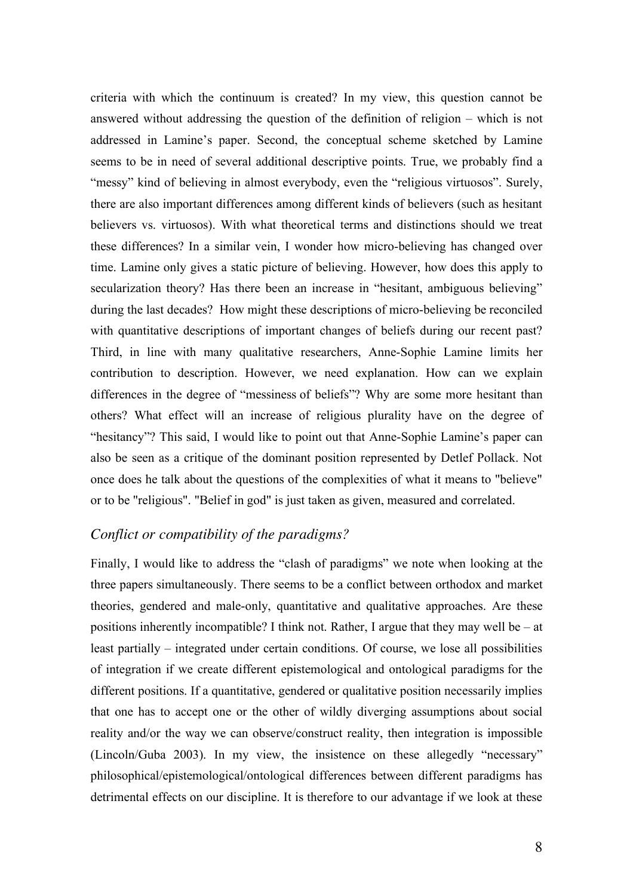criteria with which the continuum is created? In my view, this question cannot be answered without addressing the question of the definition of religion – which is not addressed in Lamine's paper. Second, the conceptual scheme sketched by Lamine seems to be in need of several additional descriptive points. True, we probably find a "messy" kind of believing in almost everybody, even the "religious virtuosos". Surely, there are also important differences among different kinds of believers (such as hesitant believers vs. virtuosos). With what theoretical terms and distinctions should we treat these differences? In a similar vein, I wonder how micro-believing has changed over time. Lamine only gives a static picture of believing. However, how does this apply to secularization theory? Has there been an increase in "hesitant, ambiguous believing" during the last decades? How might these descriptions of micro-believing be reconciled with quantitative descriptions of important changes of beliefs during our recent past? Third, in line with many qualitative researchers, Anne-Sophie Lamine limits her contribution to description. However, we need explanation. How can we explain differences in the degree of "messiness of beliefs"? Why are some more hesitant than others? What effect will an increase of religious plurality have on the degree of "hesitancy"? This said, I would like to point out that Anne-Sophie Lamine's paper can also be seen as a critique of the dominant position represented by Detlef Pollack. Not once does he talk about the questions of the complexities of what it means to "believe" or to be "religious". "Belief in god" is just taken as given, measured and correlated.

## *Conflict or compatibility of the paradigms?*

Finally, I would like to address the "clash of paradigms" we note when looking at the three papers simultaneously. There seems to be a conflict between orthodox and market theories, gendered and male-only, quantitative and qualitative approaches. Are these positions inherently incompatible? I think not. Rather, I argue that they may well be – at least partially – integrated under certain conditions. Of course, we lose all possibilities of integration if we create different epistemological and ontological paradigms for the different positions. If a quantitative, gendered or qualitative position necessarily implies that one has to accept one or the other of wildly diverging assumptions about social reality and/or the way we can observe/construct reality, then integration is impossible (Lincoln/Guba 2003). In my view, the insistence on these allegedly "necessary" philosophical/epistemological/ontological differences between different paradigms has detrimental effects on our discipline. It is therefore to our advantage if we look at these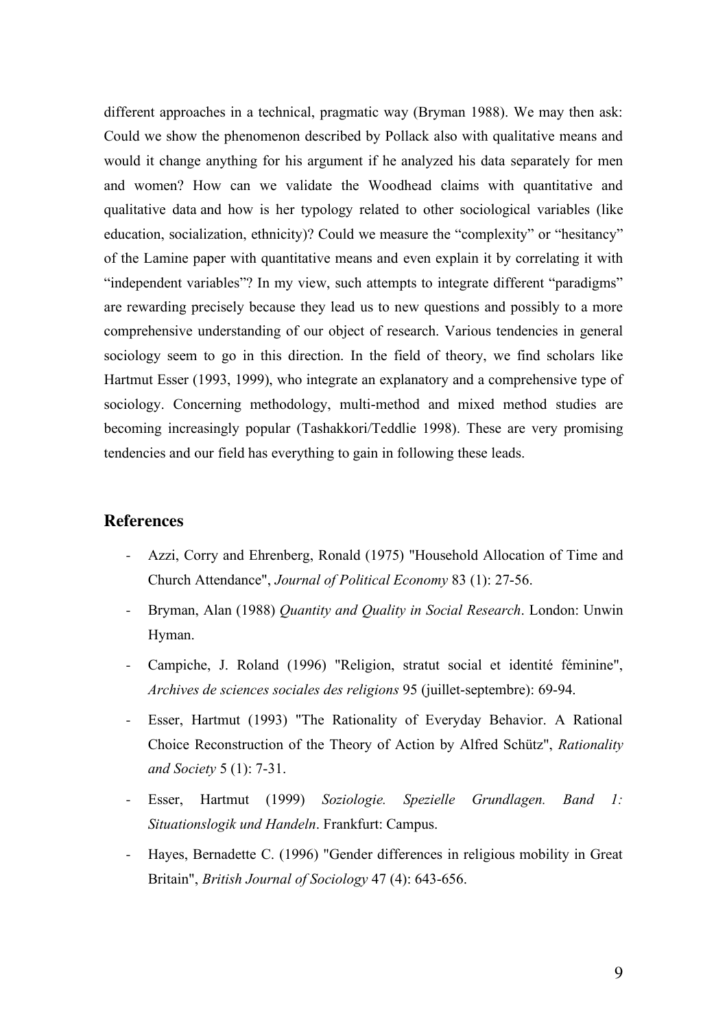different approaches in a technical, pragmatic way (Bryman 1988). We may then ask: Could we show the phenomenon described by Pollack also with qualitative means and would it change anything for his argument if he analyzed his data separately for men and women? How can we validate the Woodhead claims with quantitative and qualitative data and how is her typology related to other sociological variables (like education, socialization, ethnicity)? Could we measure the "complexity" or "hesitancy" of the Lamine paper with quantitative means and even explain it by correlating it with "independent variables"? In my view, such attempts to integrate different "paradigms" are rewarding precisely because they lead us to new questions and possibly to a more comprehensive understanding of our object of research. Various tendencies in general sociology seem to go in this direction. In the field of theory, we find scholars like Hartmut Esser (1993, 1999), who integrate an explanatory and a comprehensive type of sociology. Concerning methodology, multi-method and mixed method studies are becoming increasingly popular (Tashakkori/Teddlie 1998). These are very promising tendencies and our field has everything to gain in following these leads.

## References

- Azzi, Corry and Ehrenberg, Ronald (1975) "Household Allocation of Time and Church Attendance", *Journal of Political Economy* 83 (1): 27-56.
- Bryman, Alan (1988) *Quantity and Quality in Social Research*. London: Unwin Hyman.
- Campiche, J. Roland (1996) "Religion, stratut social et identité féminine", *Archives de sciences sociales des religions* 95 (juillet-septembre): 69-94.
- Esser, Hartmut (1993) "The Rationality of Everyday Behavior. A Rational Choice Reconstruction of the Theory of Action by Alfred Schütz", *Rationality and Society* 5 (1): 7-31.
- Esser, Hartmut (1999) *Soziologie. Spezielle Grundlagen. Band 1: Situationslogik und Handeln*. Frankfurt: Campus.
- Hayes, Bernadette C. (1996) "Gender differences in religious mobility in Great Britain", *British Journal of Sociology* 47 (4): 643-656.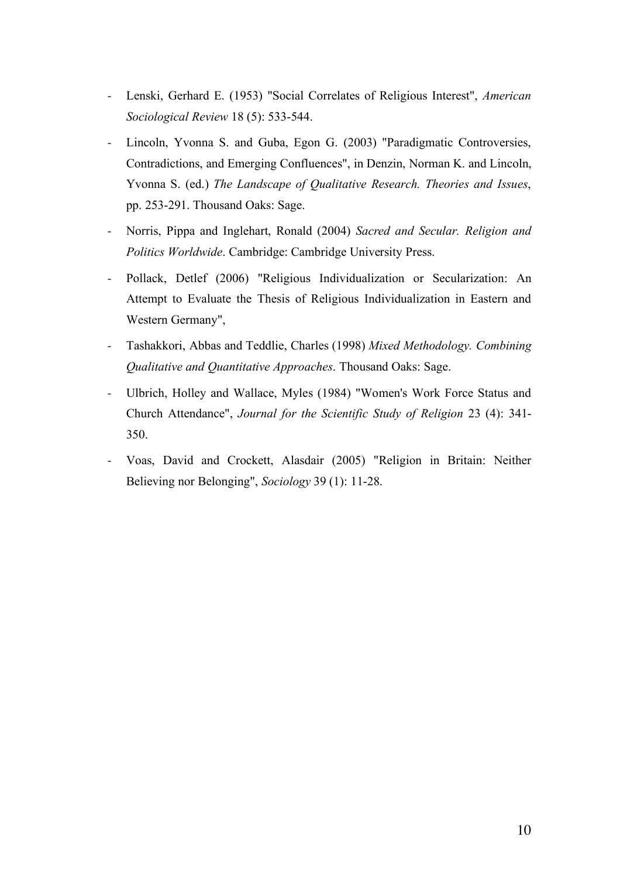- Lenski, Gerhard E. (1953) "Social Correlates of Religious Interest", *American Sociological Review* 18 (5): 533-544.
- Lincoln, Yvonna S. and Guba, Egon G. (2003) "Paradigmatic Controversies, Contradictions, and Emerging Confluences", in Denzin, Norman K. and Lincoln, Yvonna S. (ed.) *The Landscape of Qualitative Research. Theories and Issues*, pp. 253-291. Thousand Oaks: Sage.
- Norris, Pippa and Inglehart, Ronald (2004) *Sacred and Secular. Religion and Politics Worldwide*. Cambridge: Cambridge University Press.
- Pollack, Detlef (2006) "Religious Individualization or Secularization: An Attempt to Evaluate the Thesis of Religious Individualization in Eastern and Western Germany",
- Tashakkori, Abbas and Teddlie, Charles (1998) *Mixed Methodology. Combining Qualitative and Quantitative Approaches*. Thousand Oaks: Sage.
- Ulbrich, Holley and Wallace, Myles (1984) "Women's Work Force Status and Church Attendance", *Journal for the Scientific Study of Religion* 23 (4): 341-350.
- Voas, David and Crockett, Alasdair (2005) "Religion in Britain: Neither Believing nor Belonging", *Sociology* 39 (1): 11-28.